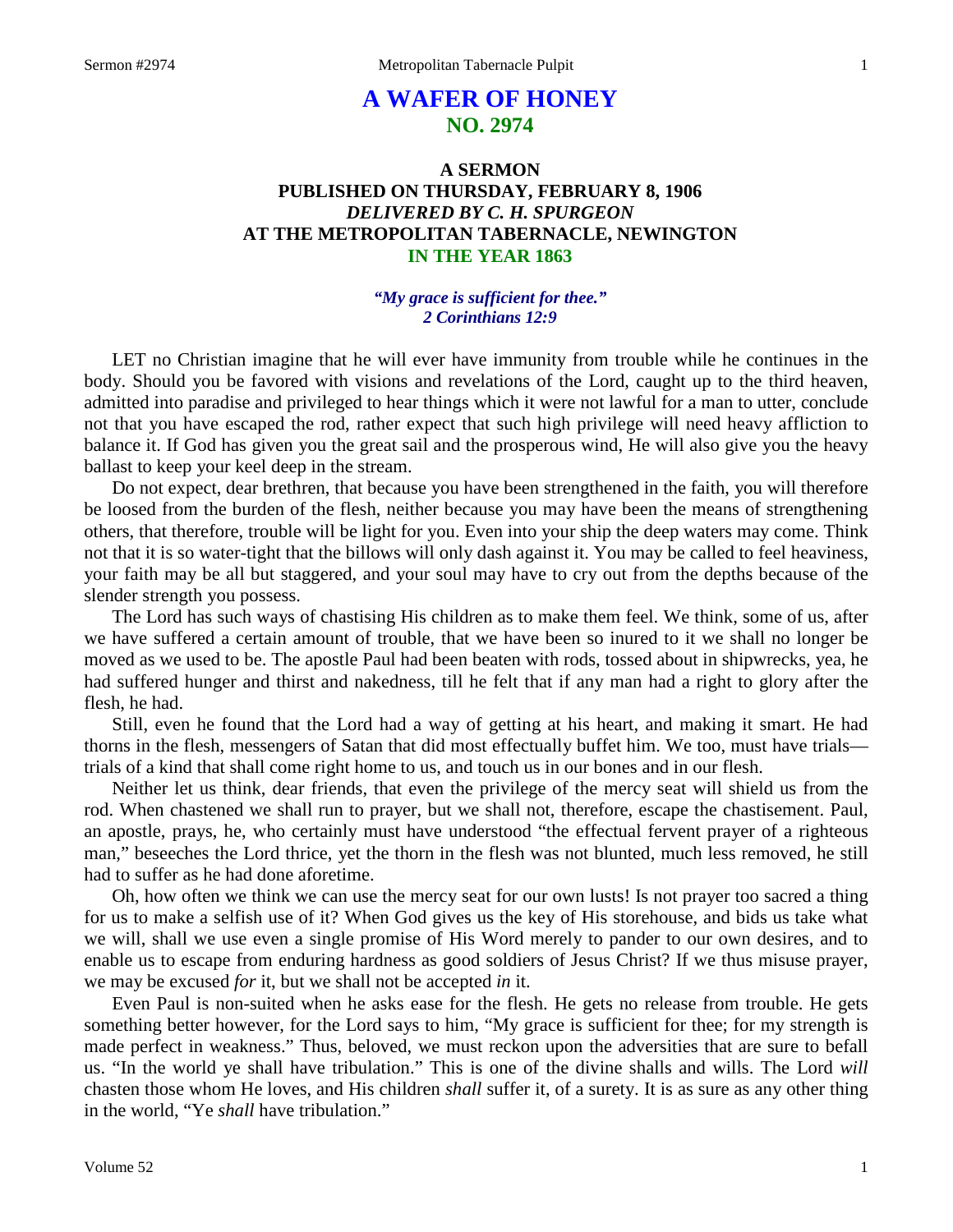# A WAFER OF HONEY
## NO. 2974

### A SERMON
### PUBLISHED ON THURSDAY, FEBRUARY 8, 1906
### *DELIVERED BY C. H. SPURGEON*
### AT THE METROPOLITAN TABERNACLE, NEWINGTON
### IN THE YEAR 1863

*"My grace is sufficient for thee."*
*2 Corinthians 12:9*

LET no Christian imagine that he will ever have immunity from trouble while he continues in the body. Should you be favored with visions and revelations of the Lord, caught up to the third heaven, admitted into paradise and privileged to hear things which it were not lawful for a man to utter, conclude not that you have escaped the rod, rather expect that such high privilege will need heavy affliction to balance it. If God has given you the great sail and the prosperous wind, He will also give you the heavy ballast to keep your keel deep in the stream.

Do not expect, dear brethren, that because you have been strengthened in the faith, you will therefore be loosed from the burden of the flesh, neither because you may have been the means of strengthening others, that therefore, trouble will be light for you. Even into your ship the deep waters may come. Think not that it is so water-tight that the billows will only dash against it. You may be called to feel heaviness, your faith may be all but staggered, and your soul may have to cry out from the depths because of the slender strength you possess.

The Lord has such ways of chastising His children as to make them feel. We think, some of us, after we have suffered a certain amount of trouble, that we have been so inured to it we shall no longer be moved as we used to be. The apostle Paul had been beaten with rods, tossed about in shipwrecks, yea, he had suffered hunger and thirst and nakedness, till he felt that if any man had a right to glory after the flesh, he had.

Still, even he found that the Lord had a way of getting at his heart, and making it smart. He had thorns in the flesh, messengers of Satan that did most effectually buffet him. We too, must have trials—trials of a kind that shall come right home to us, and touch us in our bones and in our flesh.

Neither let us think, dear friends, that even the privilege of the mercy seat will shield us from the rod. When chastened we shall run to prayer, but we shall not, therefore, escape the chastisement. Paul, an apostle, prays, he, who certainly must have understood "the effectual fervent prayer of a righteous man," beseeches the Lord thrice, yet the thorn in the flesh was not blunted, much less removed, he still had to suffer as he had done aforetime.

Oh, how often we think we can use the mercy seat for our own lusts! Is not prayer too sacred a thing for us to make a selfish use of it? When God gives us the key of His storehouse, and bids us take what we will, shall we use even a single promise of His Word merely to pander to our own desires, and to enable us to escape from enduring hardness as good soldiers of Jesus Christ? If we thus misuse prayer, we may be excused *for* it, but we shall not be accepted *in* it.

Even Paul is non-suited when he asks ease for the flesh. He gets no release from trouble. He gets something better however, for the Lord says to him, "My grace is sufficient for thee; for my strength is made perfect in weakness." Thus, beloved, we must reckon upon the adversities that are sure to befall us. "In the world ye shall have tribulation." This is one of the divine shalls and wills. The Lord *will* chasten those whom He loves, and His children *shall* suffer it, of a surety. It is as sure as any other thing in the world, "Ye *shall* have tribulation."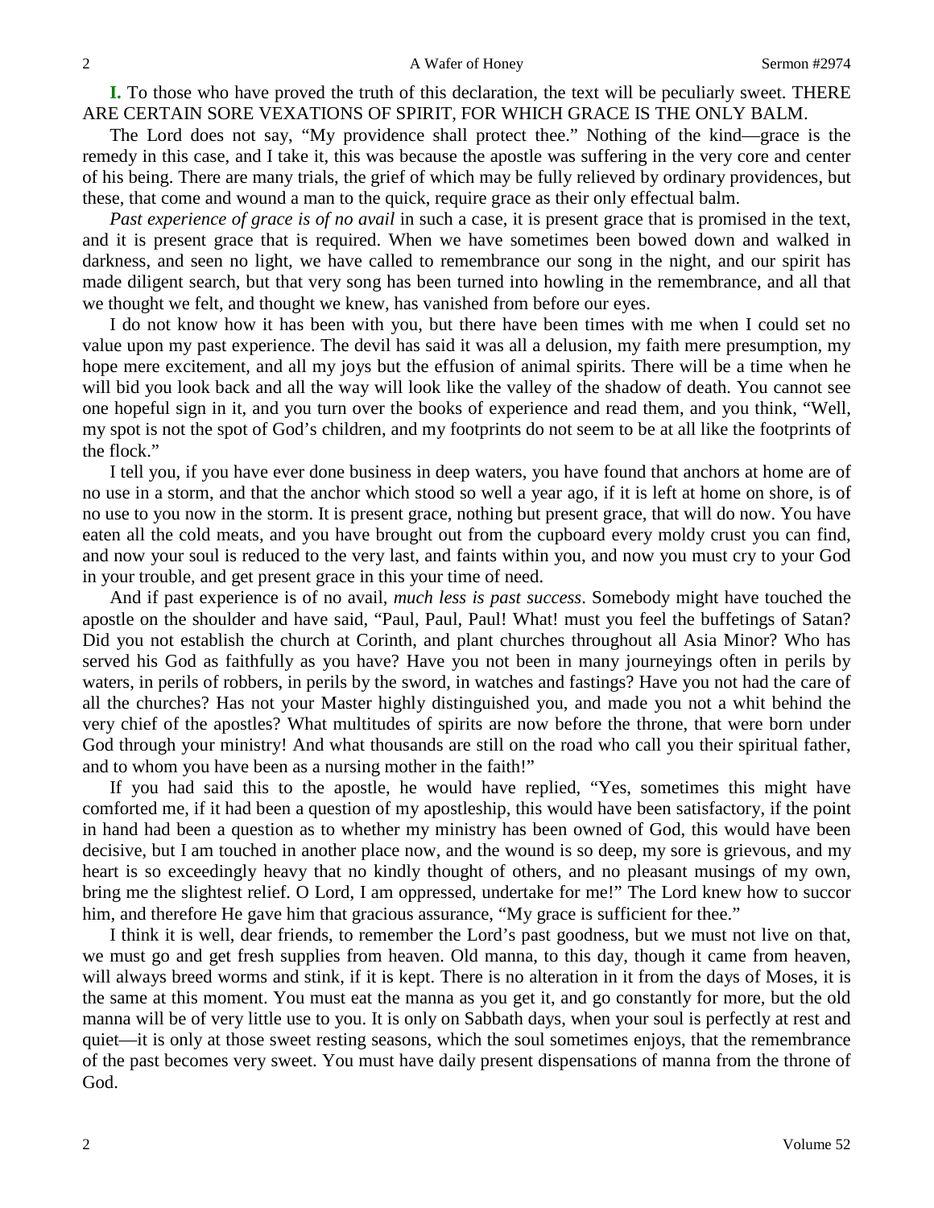**I.** To those who have proved the truth of this declaration, the text will be peculiarly sweet. THERE ARE CERTAIN SORE VEXATIONS OF SPIRIT, FOR WHICH GRACE IS THE ONLY BALM.

The Lord does not say, "My providence shall protect thee." Nothing of the kind—grace is the remedy in this case, and I take it, this was because the apostle was suffering in the very core and center of his being. There are many trials, the grief of which may be fully relieved by ordinary providences, but these, that come and wound a man to the quick, require grace as their only effectual balm.

*Past experience of grace is of no avail* in such a case, it is present grace that is promised in the text, and it is present grace that is required. When we have sometimes been bowed down and walked in darkness, and seen no light, we have called to remembrance our song in the night, and our spirit has made diligent search, but that very song has been turned into howling in the remembrance, and all that we thought we felt, and thought we knew, has vanished from before our eyes.

I do not know how it has been with you, but there have been times with me when I could set no value upon my past experience. The devil has said it was all a delusion, my faith mere presumption, my hope mere excitement, and all my joys but the effusion of animal spirits. There will be a time when he will bid you look back and all the way will look like the valley of the shadow of death. You cannot see one hopeful sign in it, and you turn over the books of experience and read them, and you think, "Well, my spot is not the spot of God's children, and my footprints do not seem to be at all like the footprints of the flock."

I tell you, if you have ever done business in deep waters, you have found that anchors at home are of no use in a storm, and that the anchor which stood so well a year ago, if it is left at home on shore, is of no use to you now in the storm. It is present grace, nothing but present grace, that will do now. You have eaten all the cold meats, and you have brought out from the cupboard every moldy crust you can find, and now your soul is reduced to the very last, and faints within you, and now you must cry to your God in your trouble, and get present grace in this your time of need.

And if past experience is of no avail, *much less is past success*. Somebody might have touched the apostle on the shoulder and have said, "Paul, Paul, Paul! What! must you feel the buffetings of Satan? Did you not establish the church at Corinth, and plant churches throughout all Asia Minor? Who has served his God as faithfully as you have? Have you not been in many journeyings often in perils by waters, in perils of robbers, in perils by the sword, in watches and fastings? Have you not had the care of all the churches? Has not your Master highly distinguished you, and made you not a whit behind the very chief of the apostles? What multitudes of spirits are now before the throne, that were born under God through your ministry! And what thousands are still on the road who call you their spiritual father, and to whom you have been as a nursing mother in the faith!"

If you had said this to the apostle, he would have replied, "Yes, sometimes this might have comforted me, if it had been a question of my apostleship, this would have been satisfactory, if the point in hand had been a question as to whether my ministry has been owned of God, this would have been decisive, but I am touched in another place now, and the wound is so deep, my sore is grievous, and my heart is so exceedingly heavy that no kindly thought of others, and no pleasant musings of my own, bring me the slightest relief. O Lord, I am oppressed, undertake for me!" The Lord knew how to succor him, and therefore He gave him that gracious assurance, "My grace is sufficient for thee."

I think it is well, dear friends, to remember the Lord's past goodness, but we must not live on that, we must go and get fresh supplies from heaven. Old manna, to this day, though it came from heaven, will always breed worms and stink, if it is kept. There is no alteration in it from the days of Moses, it is the same at this moment. You must eat the manna as you get it, and go constantly for more, but the old manna will be of very little use to you. It is only on Sabbath days, when your soul is perfectly at rest and quiet—it is only at those sweet resting seasons, which the soul sometimes enjoys, that the remembrance of the past becomes very sweet. You must have daily present dispensations of manna from the throne of God.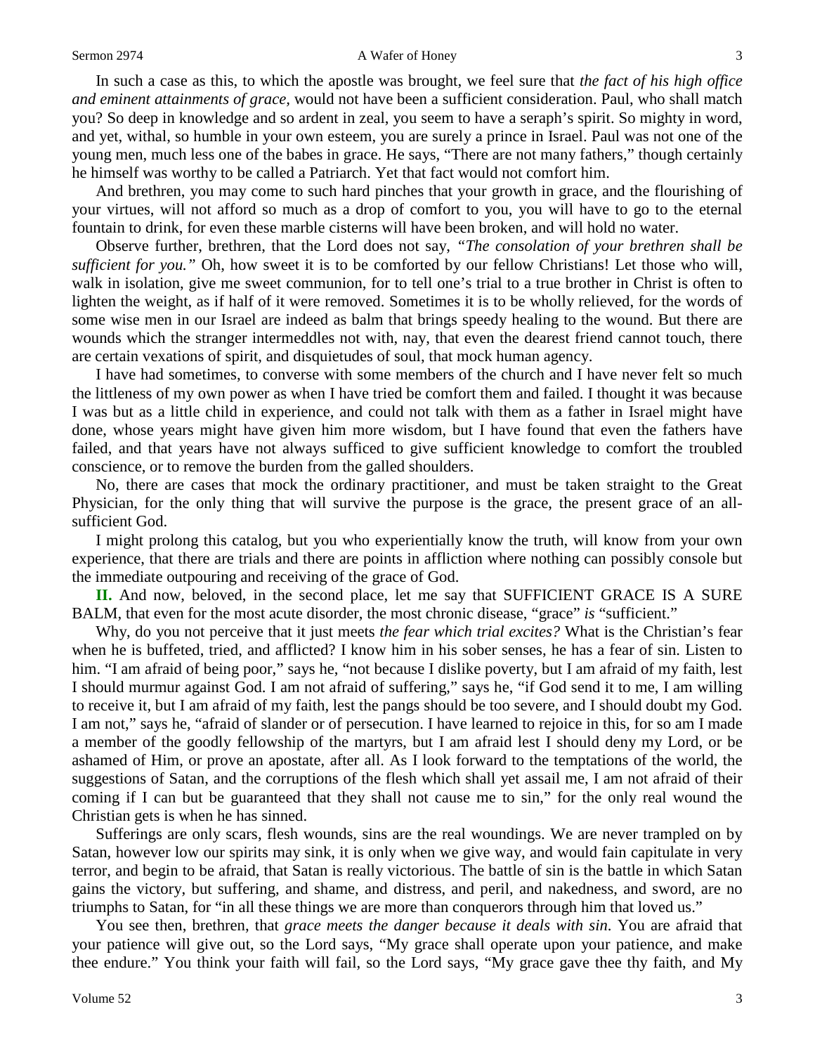In such a case as this, to which the apostle was brought, we feel sure that *the fact of his high office and eminent attainments of grace,* would not have been a sufficient consideration. Paul, who shall match you? So deep in knowledge and so ardent in zeal, you seem to have a seraph's spirit. So mighty in word, and yet, withal, so humble in your own esteem, you are surely a prince in Israel. Paul was not one of the young men, much less one of the babes in grace. He says, "There are not many fathers," though certainly he himself was worthy to be called a Patriarch. Yet that fact would not comfort him.

And brethren, you may come to such hard pinches that your growth in grace, and the flourishing of your virtues, will not afford so much as a drop of comfort to you, you will have to go to the eternal fountain to drink, for even these marble cisterns will have been broken, and will hold no water.

Observe further, brethren, that the Lord does not say, *"The consolation of your brethren shall be sufficient for you."* Oh, how sweet it is to be comforted by our fellow Christians! Let those who will, walk in isolation, give me sweet communion, for to tell one's trial to a true brother in Christ is often to lighten the weight, as if half of it were removed. Sometimes it is to be wholly relieved, for the words of some wise men in our Israel are indeed as balm that brings speedy healing to the wound. But there are wounds which the stranger intermeddles not with, nay, that even the dearest friend cannot touch, there are certain vexations of spirit, and disquietudes of soul, that mock human agency.

I have had sometimes, to converse with some members of the church and I have never felt so much the littleness of my own power as when I have tried be comfort them and failed. I thought it was because I was but as a little child in experience, and could not talk with them as a father in Israel might have done, whose years might have given him more wisdom, but I have found that even the fathers have failed, and that years have not always sufficed to give sufficient knowledge to comfort the troubled conscience, or to remove the burden from the galled shoulders.

No, there are cases that mock the ordinary practitioner, and must be taken straight to the Great Physician, for the only thing that will survive the purpose is the grace, the present grace of an all-sufficient God.

I might prolong this catalog, but you who experientially know the truth, will know from your own experience, that there are trials and there are points in affliction where nothing can possibly console but the immediate outpouring and receiving of the grace of God.

**II.** And now, beloved, in the second place, let me say that SUFFICIENT GRACE IS A SURE BALM, that even for the most acute disorder, the most chronic disease, "grace" *is* "sufficient."

Why, do you not perceive that it just meets *the fear which trial excites?* What is the Christian's fear when he is buffeted, tried, and afflicted? I know him in his sober senses, he has a fear of sin. Listen to him. "I am afraid of being poor," says he, "not because I dislike poverty, but I am afraid of my faith, lest I should murmur against God. I am not afraid of suffering," says he, "if God send it to me, I am willing to receive it, but I am afraid of my faith, lest the pangs should be too severe, and I should doubt my God. I am not," says he, "afraid of slander or of persecution. I have learned to rejoice in this, for so am I made a member of the goodly fellowship of the martyrs, but I am afraid lest I should deny my Lord, or be ashamed of Him, or prove an apostate, after all. As I look forward to the temptations of the world, the suggestions of Satan, and the corruptions of the flesh which shall yet assail me, I am not afraid of their coming if I can but be guaranteed that they shall not cause me to sin," for the only real wound the Christian gets is when he has sinned.

Sufferings are only scars, flesh wounds, sins are the real woundings. We are never trampled on by Satan, however low our spirits may sink, it is only when we give way, and would fain capitulate in very terror, and begin to be afraid, that Satan is really victorious. The battle of sin is the battle in which Satan gains the victory, but suffering, and shame, and distress, and peril, and nakedness, and sword, are no triumphs to Satan, for "in all these things we are more than conquerors through him that loved us."

You see then, brethren, that *grace meets the danger because it deals with sin*. You are afraid that your patience will give out, so the Lord says, "My grace shall operate upon your patience, and make thee endure." You think your faith will fail, so the Lord says, "My grace gave thee thy faith, and My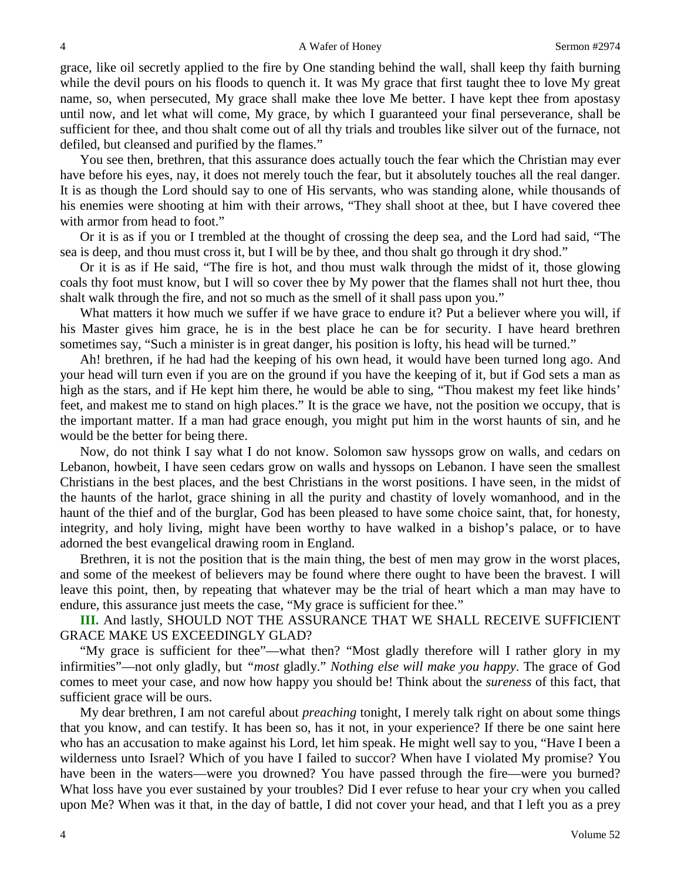grace, like oil secretly applied to the fire by One standing behind the wall, shall keep thy faith burning while the devil pours on his floods to quench it. It was My grace that first taught thee to love My great name, so, when persecuted, My grace shall make thee love Me better. I have kept thee from apostasy until now, and let what will come, My grace, by which I guaranteed your final perseverance, shall be sufficient for thee, and thou shalt come out of all thy trials and troubles like silver out of the furnace, not defiled, but cleansed and purified by the flames."

You see then, brethren, that this assurance does actually touch the fear which the Christian may ever have before his eyes, nay, it does not merely touch the fear, but it absolutely touches all the real danger. It is as though the Lord should say to one of His servants, who was standing alone, while thousands of his enemies were shooting at him with their arrows, "They shall shoot at thee, but I have covered thee with armor from head to foot."

Or it is as if you or I trembled at the thought of crossing the deep sea, and the Lord had said, "The sea is deep, and thou must cross it, but I will be by thee, and thou shalt go through it dry shod."

Or it is as if He said, "The fire is hot, and thou must walk through the midst of it, those glowing coals thy foot must know, but I will so cover thee by My power that the flames shall not hurt thee, thou shalt walk through the fire, and not so much as the smell of it shall pass upon you."

What matters it how much we suffer if we have grace to endure it? Put a believer where you will, if his Master gives him grace, he is in the best place he can be for security. I have heard brethren sometimes say, "Such a minister is in great danger, his position is lofty, his head will be turned."

Ah! brethren, if he had had the keeping of his own head, it would have been turned long ago. And your head will turn even if you are on the ground if you have the keeping of it, but if God sets a man as high as the stars, and if He kept him there, he would be able to sing, "Thou makest my feet like hinds' feet, and makest me to stand on high places." It is the grace we have, not the position we occupy, that is the important matter. If a man had grace enough, you might put him in the worst haunts of sin, and he would be the better for being there.

Now, do not think I say what I do not know. Solomon saw hyssops grow on walls, and cedars on Lebanon, howbeit, I have seen cedars grow on walls and hyssops on Lebanon. I have seen the smallest Christians in the best places, and the best Christians in the worst positions. I have seen, in the midst of the haunts of the harlot, grace shining in all the purity and chastity of lovely womanhood, and in the haunt of the thief and of the burglar, God has been pleased to have some choice saint, that, for honesty, integrity, and holy living, might have been worthy to have walked in a bishop's palace, or to have adorned the best evangelical drawing room in England.

Brethren, it is not the position that is the main thing, the best of men may grow in the worst places, and some of the meekest of believers may be found where there ought to have been the bravest. I will leave this point, then, by repeating that whatever may be the trial of heart which a man may have to endure, this assurance just meets the case, "My grace is sufficient for thee."

**III.** And lastly, SHOULD NOT THE ASSURANCE THAT WE SHALL RECEIVE SUFFICIENT GRACE MAKE US EXCEEDINGLY GLAD?

"My grace is sufficient for thee"—what then? "Most gladly therefore will I rather glory in my infirmities"—not only gladly, but *"most* gladly." *Nothing else will make you happy*. The grace of God comes to meet your case, and now how happy you should be! Think about the *sureness* of this fact, that sufficient grace will be ours.

My dear brethren, I am not careful about *preaching* tonight, I merely talk right on about some things that you know, and can testify. It has been so, has it not, in your experience? If there be one saint here who has an accusation to make against his Lord, let him speak. He might well say to you, "Have I been a wilderness unto Israel? Which of you have I failed to succor? When have I violated My promise? You have been in the waters—were you drowned? You have passed through the fire—were you burned? What loss have you ever sustained by your troubles? Did I ever refuse to hear your cry when you called upon Me? When was it that, in the day of battle, I did not cover your head, and that I left you as a prey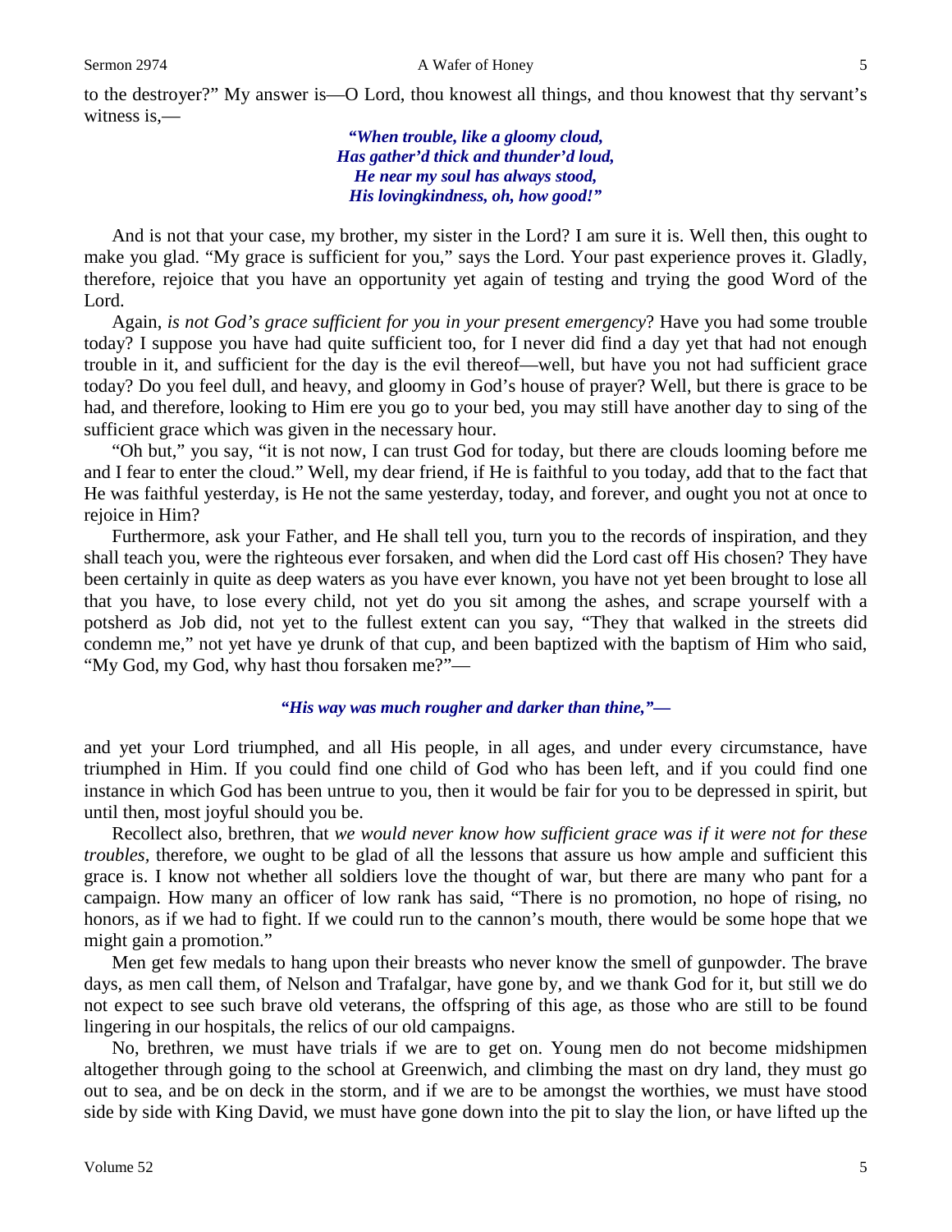to the destroyer?" My answer is—O Lord, thou knowest all things, and thou knowest that thy servant's witness is,—

> ***"When trouble, like a gloomy cloud,***
> ***Has gather'd thick and thunder'd loud,***
> ***He near my soul has always stood,***
> ***His lovingkindness, oh, how good!"***

And is not that your case, my brother, my sister in the Lord? I am sure it is. Well then, this ought to make you glad. "My grace is sufficient for you," says the Lord. Your past experience proves it. Gladly, therefore, rejoice that you have an opportunity yet again of testing and trying the good Word of the Lord.

Again, *is not God's grace sufficient for you in your present emergency*? Have you had some trouble today? I suppose you have had quite sufficient too, for I never did find a day yet that had not enough trouble in it, and sufficient for the day is the evil thereof—well, but have you not had sufficient grace today? Do you feel dull, and heavy, and gloomy in God's house of prayer? Well, but there is grace to be had, and therefore, looking to Him ere you go to your bed, you may still have another day to sing of the sufficient grace which was given in the necessary hour.

"Oh but," you say, "it is not now, I can trust God for today, but there are clouds looming before me and I fear to enter the cloud." Well, my dear friend, if He is faithful to you today, add that to the fact that He was faithful yesterday, is He not the same yesterday, today, and forever, and ought you not at once to rejoice in Him?

Furthermore, ask your Father, and He shall tell you, turn you to the records of inspiration, and they shall teach you, were the righteous ever forsaken, and when did the Lord cast off His chosen? They have been certainly in quite as deep waters as you have ever known, you have not yet been brought to lose all that you have, to lose every child, not yet do you sit among the ashes, and scrape yourself with a potsherd as Job did, not yet to the fullest extent can you say, "They that walked in the streets did condemn me," not yet have ye drunk of that cup, and been baptized with the baptism of Him who said, "My God, my God, why hast thou forsaken me?"—

> ***"His way was much rougher and darker than thine,"—***

and yet your Lord triumphed, and all His people, in all ages, and under every circumstance, have triumphed in Him. If you could find one child of God who has been left, and if you could find one instance in which God has been untrue to you, then it would be fair for you to be depressed in spirit, but until then, most joyful should you be.

Recollect also, brethren, that *we would never know how sufficient grace was if it were not for these troubles*, therefore, we ought to be glad of all the lessons that assure us how ample and sufficient this grace is. I know not whether all soldiers love the thought of war, but there are many who pant for a campaign. How many an officer of low rank has said, "There is no promotion, no hope of rising, no honors, as if we had to fight. If we could run to the cannon's mouth, there would be some hope that we might gain a promotion."

Men get few medals to hang upon their breasts who never know the smell of gunpowder. The brave days, as men call them, of Nelson and Trafalgar, have gone by, and we thank God for it, but still we do not expect to see such brave old veterans, the offspring of this age, as those who are still to be found lingering in our hospitals, the relics of our old campaigns.

No, brethren, we must have trials if we are to get on. Young men do not become midshipmen altogether through going to the school at Greenwich, and climbing the mast on dry land, they must go out to sea, and be on deck in the storm, and if we are to be amongst the worthies, we must have stood side by side with King David, we must have gone down into the pit to slay the lion, or have lifted up the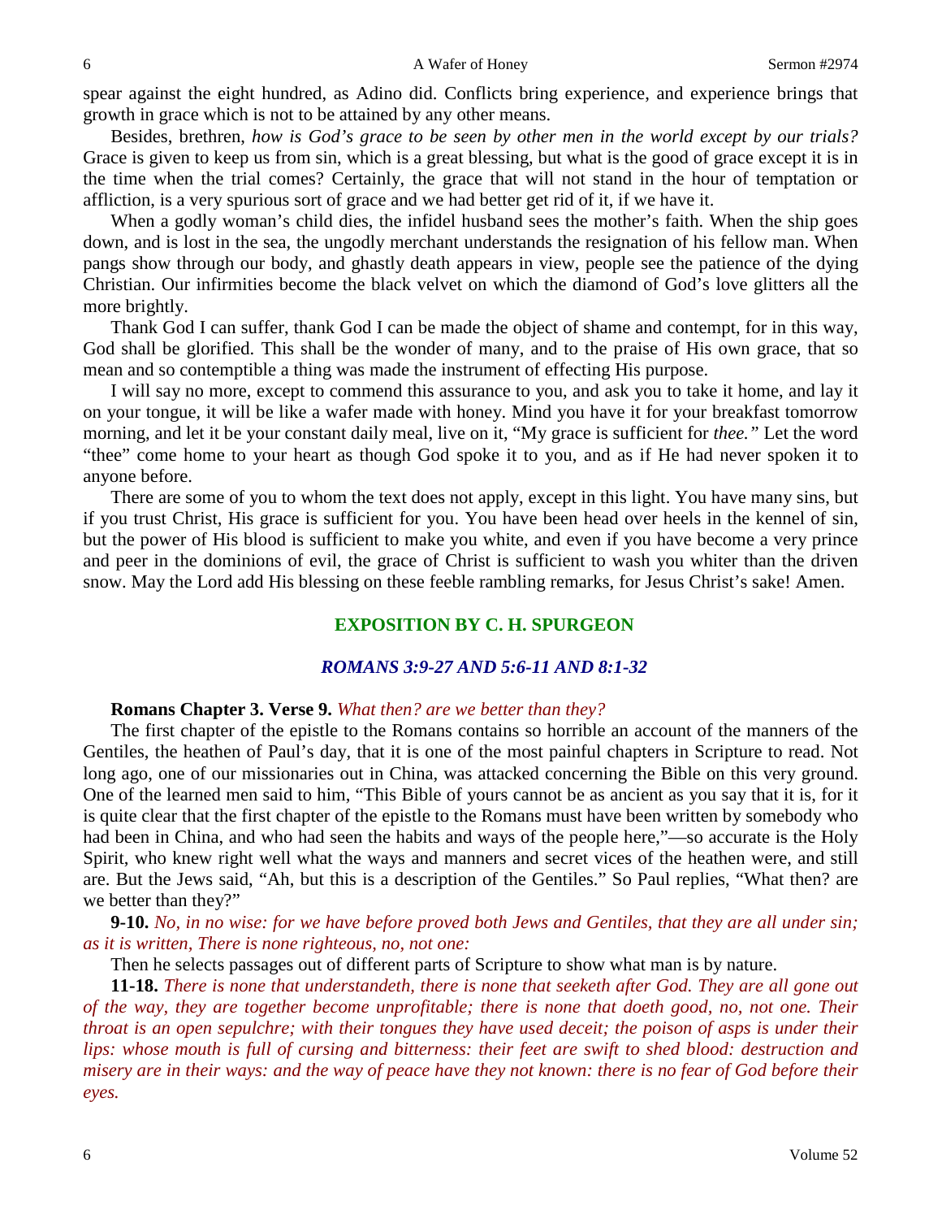spear against the eight hundred, as Adino did. Conflicts bring experience, and experience brings that growth in grace which is not to be attained by any other means.

Besides, brethren, *how is God's grace to be seen by other men in the world except by our trials?* Grace is given to keep us from sin, which is a great blessing, but what is the good of grace except it is in the time when the trial comes? Certainly, the grace that will not stand in the hour of temptation or affliction, is a very spurious sort of grace and we had better get rid of it, if we have it.

When a godly woman's child dies, the infidel husband sees the mother's faith. When the ship goes down, and is lost in the sea, the ungodly merchant understands the resignation of his fellow man. When pangs show through our body, and ghastly death appears in view, people see the patience of the dying Christian. Our infirmities become the black velvet on which the diamond of God's love glitters all the more brightly.

Thank God I can suffer, thank God I can be made the object of shame and contempt, for in this way, God shall be glorified. This shall be the wonder of many, and to the praise of His own grace, that so mean and so contemptible a thing was made the instrument of effecting His purpose.

I will say no more, except to commend this assurance to you, and ask you to take it home, and lay it on your tongue, it will be like a wafer made with honey. Mind you have it for your breakfast tomorrow morning, and let it be your constant daily meal, live on it, "My grace is sufficient for *thee."* Let the word "thee" come home to your heart as though God spoke it to you, and as if He had never spoken it to anyone before.

There are some of you to whom the text does not apply, except in this light. You have many sins, but if you trust Christ, His grace is sufficient for you. You have been head over heels in the kennel of sin, but the power of His blood is sufficient to make you white, and even if you have become a very prince and peer in the dominions of evil, the grace of Christ is sufficient to wash you whiter than the driven snow. May the Lord add His blessing on these feeble rambling remarks, for Jesus Christ's sake! Amen.

## EXPOSITION BY C. H. SPURGEON

### *ROMANS 3:9-27 AND 5:6-11 AND 8:1-32*

**Romans Chapter 3. Verse 9.** *What then? are we better than they?*

The first chapter of the epistle to the Romans contains so horrible an account of the manners of the Gentiles, the heathen of Paul's day, that it is one of the most painful chapters in Scripture to read. Not long ago, one of our missionaries out in China, was attacked concerning the Bible on this very ground. One of the learned men said to him, "This Bible of yours cannot be as ancient as you say that it is, for it is quite clear that the first chapter of the epistle to the Romans must have been written by somebody who had been in China, and who had seen the habits and ways of the people here,"—so accurate is the Holy Spirit, who knew right well what the ways and manners and secret vices of the heathen were, and still are. But the Jews said, "Ah, but this is a description of the Gentiles." So Paul replies, "What then? are we better than they?"

**9-10.** *No, in no wise: for we have before proved both Jews and Gentiles, that they are all under sin; as it is written, There is none righteous, no, not one:*

Then he selects passages out of different parts of Scripture to show what man is by nature.

**11-18.** *There is none that understandeth, there is none that seeketh after God. They are all gone out of the way, they are together become unprofitable; there is none that doeth good, no, not one. Their throat is an open sepulchre; with their tongues they have used deceit; the poison of asps is under their lips: whose mouth is full of cursing and bitterness: their feet are swift to shed blood: destruction and misery are in their ways: and the way of peace have they not known: there is no fear of God before their eyes.*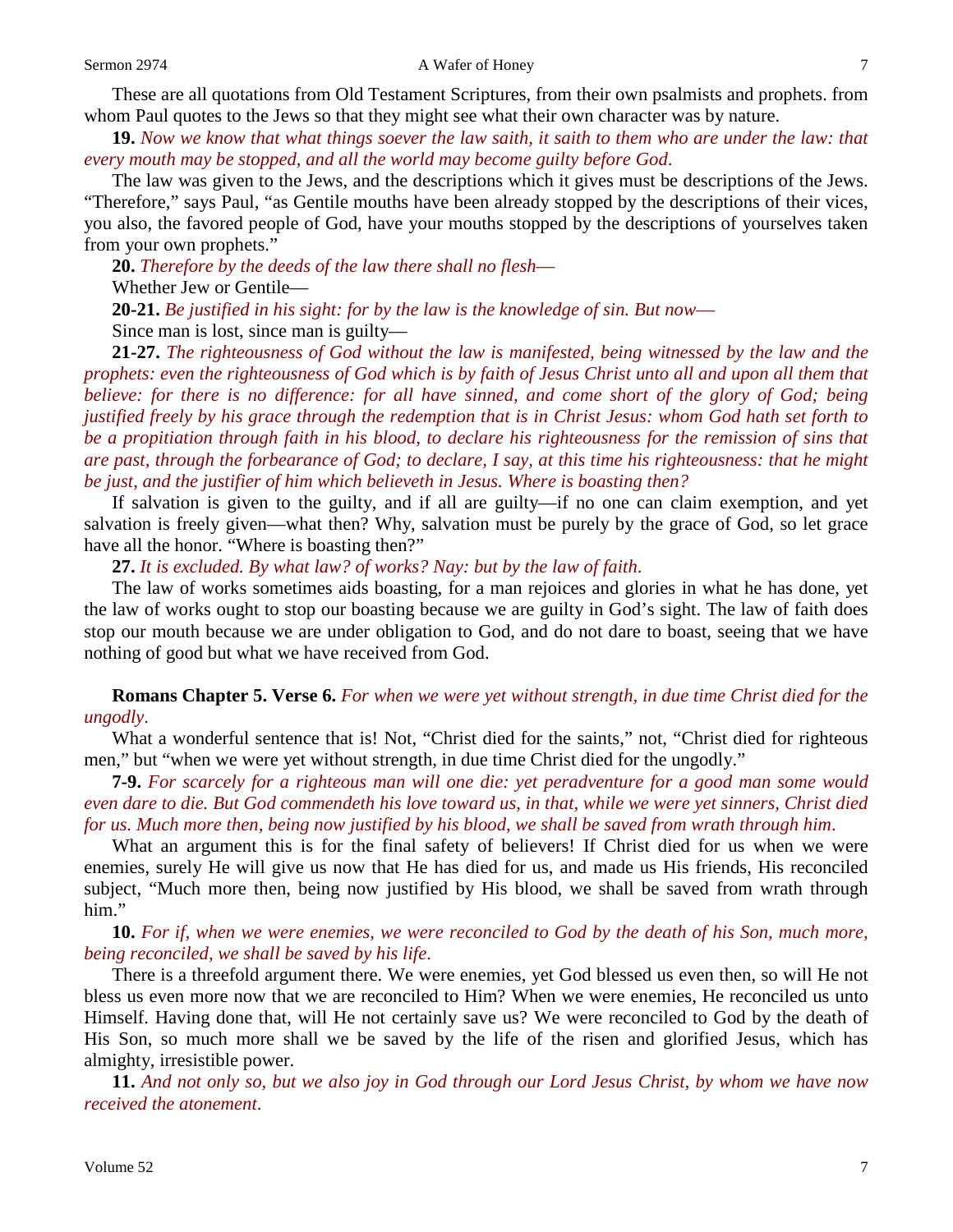These are all quotations from Old Testament Scriptures, from their own psalmists and prophets. from whom Paul quotes to the Jews so that they might see what their own character was by nature.

**19.** *Now we know that what things soever the law saith, it saith to them who are under the law: that every mouth may be stopped, and all the world may become guilty before God.*

The law was given to the Jews, and the descriptions which it gives must be descriptions of the Jews. "Therefore," says Paul, "as Gentile mouths have been already stopped by the descriptions of their vices, you also, the favored people of God, have your mouths stopped by the descriptions of yourselves taken from your own prophets."

**20.** *Therefore by the deeds of the law there shall no flesh—*

Whether Jew or Gentile—

**20-21.** *Be justified in his sight: for by the law is the knowledge of sin. But now—*

Since man is lost, since man is guilty—

**21-27.** *The righteousness of God without the law is manifested, being witnessed by the law and the prophets: even the righteousness of God which is by faith of Jesus Christ unto all and upon all them that believe: for there is no difference: for all have sinned, and come short of the glory of God; being justified freely by his grace through the redemption that is in Christ Jesus: whom God hath set forth to be a propitiation through faith in his blood, to declare his righteousness for the remission of sins that are past, through the forbearance of God; to declare, I say, at this time his righteousness: that he might be just, and the justifier of him which believeth in Jesus. Where is boasting then?*

If salvation is given to the guilty, and if all are guilty—if no one can claim exemption, and yet salvation is freely given—what then? Why, salvation must be purely by the grace of God, so let grace have all the honor. "Where is boasting then?"

**27.** *It is excluded. By what law? of works? Nay: but by the law of faith.*

The law of works sometimes aids boasting, for a man rejoices and glories in what he has done, yet the law of works ought to stop our boasting because we are guilty in God's sight. The law of faith does stop our mouth because we are under obligation to God, and do not dare to boast, seeing that we have nothing of good but what we have received from God.

**Romans Chapter 5. Verse 6.** *For when we were yet without strength, in due time Christ died for the ungodly.*

What a wonderful sentence that is! Not, "Christ died for the saints," not, "Christ died for righteous men," but "when we were yet without strength, in due time Christ died for the ungodly."

**7-9.** *For scarcely for a righteous man will one die: yet peradventure for a good man some would even dare to die. But God commendeth his love toward us, in that, while we were yet sinners, Christ died for us. Much more then, being now justified by his blood, we shall be saved from wrath through him.*

What an argument this is for the final safety of believers! If Christ died for us when we were enemies, surely He will give us now that He has died for us, and made us His friends, His reconciled subject, "Much more then, being now justified by His blood, we shall be saved from wrath through him."

**10.** *For if, when we were enemies, we were reconciled to God by the death of his Son, much more, being reconciled, we shall be saved by his life.*

There is a threefold argument there. We were enemies, yet God blessed us even then, so will He not bless us even more now that we are reconciled to Him? When we were enemies, He reconciled us unto Himself. Having done that, will He not certainly save us? We were reconciled to God by the death of His Son, so much more shall we be saved by the life of the risen and glorified Jesus, which has almighty, irresistible power.

**11.** *And not only so, but we also joy in God through our Lord Jesus Christ, by whom we have now received the atonement.*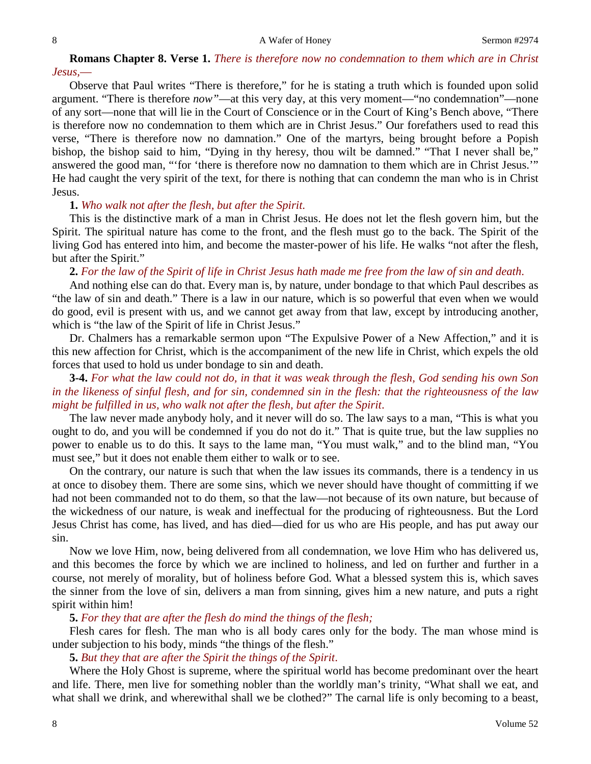**Romans Chapter 8. Verse 1.** *There is therefore now no condemnation to them which are in Christ Jesus,—*

Observe that Paul writes "There is therefore," for he is stating a truth which is founded upon solid argument. "There is therefore *now"*—at this very day, at this very moment—"no condemnation"—none of any sort—none that will lie in the Court of Conscience or in the Court of King's Bench above, "There is therefore now no condemnation to them which are in Christ Jesus." Our forefathers used to read this verse, "There is therefore now no damnation." One of the martyrs, being brought before a Popish bishop, the bishop said to him, "Dying in thy heresy, thou wilt be damned." "That I never shall be," answered the good man, "'for 'there is therefore now no damnation to them which are in Christ Jesus.'" He had caught the very spirit of the text, for there is nothing that can condemn the man who is in Christ Jesus.

**1.** *Who walk not after the flesh, but after the Spirit.*

This is the distinctive mark of a man in Christ Jesus. He does not let the flesh govern him, but the Spirit. The spiritual nature has come to the front, and the flesh must go to the back. The Spirit of the living God has entered into him, and become the master-power of his life. He walks "not after the flesh, but after the Spirit."

**2.** *For the law of the Spirit of life in Christ Jesus hath made me free from the law of sin and death.*

And nothing else can do that. Every man is, by nature, under bondage to that which Paul describes as "the law of sin and death." There is a law in our nature, which is so powerful that even when we would do good, evil is present with us, and we cannot get away from that law, except by introducing another, which is "the law of the Spirit of life in Christ Jesus."

Dr. Chalmers has a remarkable sermon upon "The Expulsive Power of a New Affection," and it is this new affection for Christ, which is the accompaniment of the new life in Christ, which expels the old forces that used to hold us under bondage to sin and death.

**3-4.** *For what the law could not do, in that it was weak through the flesh, God sending his own Son in the likeness of sinful flesh, and for sin, condemned sin in the flesh: that the righteousness of the law might be fulfilled in us, who walk not after the flesh, but after the Spirit.*

The law never made anybody holy, and it never will do so. The law says to a man, "This is what you ought to do, and you will be condemned if you do not do it." That is quite true, but the law supplies no power to enable us to do this. It says to the lame man, "You must walk," and to the blind man, "You must see," but it does not enable them either to walk or to see.

On the contrary, our nature is such that when the law issues its commands, there is a tendency in us at once to disobey them. There are some sins, which we never should have thought of committing if we had not been commanded not to do them, so that the law—not because of its own nature, but because of the wickedness of our nature, is weak and ineffectual for the producing of righteousness. But the Lord Jesus Christ has come, has lived, and has died—died for us who are His people, and has put away our sin.

Now we love Him, now, being delivered from all condemnation, we love Him who has delivered us, and this becomes the force by which we are inclined to holiness, and led on further and further in a course, not merely of morality, but of holiness before God. What a blessed system this is, which saves the sinner from the love of sin, delivers a man from sinning, gives him a new nature, and puts a right spirit within him!

**5.** *For they that are after the flesh do mind the things of the flesh;*

Flesh cares for flesh. The man who is all body cares only for the body. The man whose mind is under subjection to his body, minds "the things of the flesh."

**5.** *But they that are after the Spirit the things of the Spirit.*

Where the Holy Ghost is supreme, where the spiritual world has become predominant over the heart and life. There, men live for something nobler than the worldly man's trinity, "What shall we eat, and what shall we drink, and wherewithal shall we be clothed?" The carnal life is only becoming to a beast,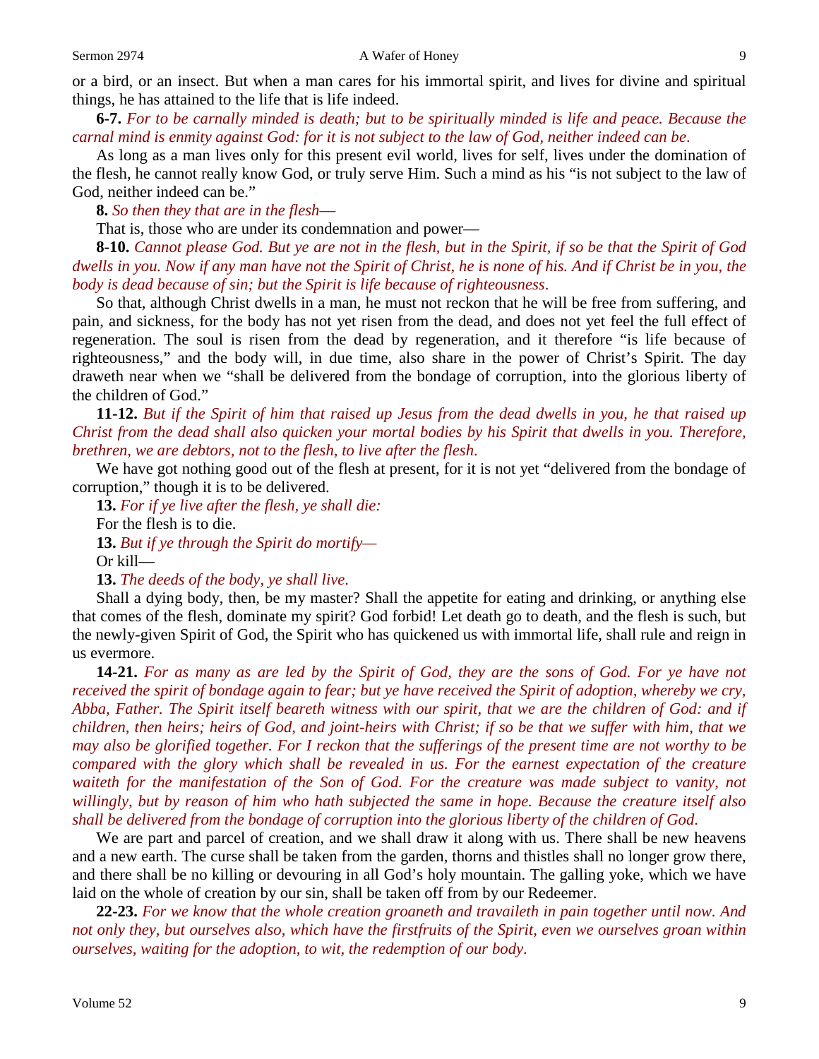or a bird, or an insect. But when a man cares for his immortal spirit, and lives for divine and spiritual things, he has attained to the life that is life indeed.

**6-7.** *For to be carnally minded is death; but to be spiritually minded is life and peace. Because the carnal mind is enmity against God: for it is not subject to the law of God, neither indeed can be.*

As long as a man lives only for this present evil world, lives for self, lives under the domination of the flesh, he cannot really know God, or truly serve Him. Such a mind as his "is not subject to the law of God, neither indeed can be."

**8.** *So then they that are in the flesh—*

That is, those who are under its condemnation and power—

**8-10.** *Cannot please God. But ye are not in the flesh, but in the Spirit, if so be that the Spirit of God dwells in you. Now if any man have not the Spirit of Christ, he is none of his. And if Christ be in you, the body is dead because of sin; but the Spirit is life because of righteousness.*

So that, although Christ dwells in a man, he must not reckon that he will be free from suffering, and pain, and sickness, for the body has not yet risen from the dead, and does not yet feel the full effect of regeneration. The soul is risen from the dead by regeneration, and it therefore "is life because of righteousness," and the body will, in due time, also share in the power of Christ's Spirit. The day draweth near when we "shall be delivered from the bondage of corruption, into the glorious liberty of the children of God."

**11-12.** *But if the Spirit of him that raised up Jesus from the dead dwells in you, he that raised up Christ from the dead shall also quicken your mortal bodies by his Spirit that dwells in you. Therefore, brethren, we are debtors, not to the flesh, to live after the flesh.*

We have got nothing good out of the flesh at present, for it is not yet "delivered from the bondage of corruption," though it is to be delivered.

**13.** *For if ye live after the flesh, ye shall die:*

For the flesh is to die.

**13.** *But if ye through the Spirit do mortify—*

Or kill—

**13.** *The deeds of the body, ye shall live.*

Shall a dying body, then, be my master? Shall the appetite for eating and drinking, or anything else that comes of the flesh, dominate my spirit? God forbid! Let death go to death, and the flesh is such, but the newly-given Spirit of God, the Spirit who has quickened us with immortal life, shall rule and reign in us evermore.

**14-21.** *For as many as are led by the Spirit of God, they are the sons of God. For ye have not received the spirit of bondage again to fear; but ye have received the Spirit of adoption, whereby we cry, Abba, Father. The Spirit itself beareth witness with our spirit, that we are the children of God: and if children, then heirs; heirs of God, and joint-heirs with Christ; if so be that we suffer with him, that we may also be glorified together. For I reckon that the sufferings of the present time are not worthy to be compared with the glory which shall be revealed in us. For the earnest expectation of the creature waiteth for the manifestation of the Son of God. For the creature was made subject to vanity, not willingly, but by reason of him who hath subjected the same in hope. Because the creature itself also shall be delivered from the bondage of corruption into the glorious liberty of the children of God.*

We are part and parcel of creation, and we shall draw it along with us. There shall be new heavens and a new earth. The curse shall be taken from the garden, thorns and thistles shall no longer grow there, and there shall be no killing or devouring in all God's holy mountain. The galling yoke, which we have laid on the whole of creation by our sin, shall be taken off from by our Redeemer.

**22-23.** *For we know that the whole creation groaneth and travaileth in pain together until now. And not only they, but ourselves also, which have the firstfruits of the Spirit, even we ourselves groan within ourselves, waiting for the adoption, to wit, the redemption of our body.*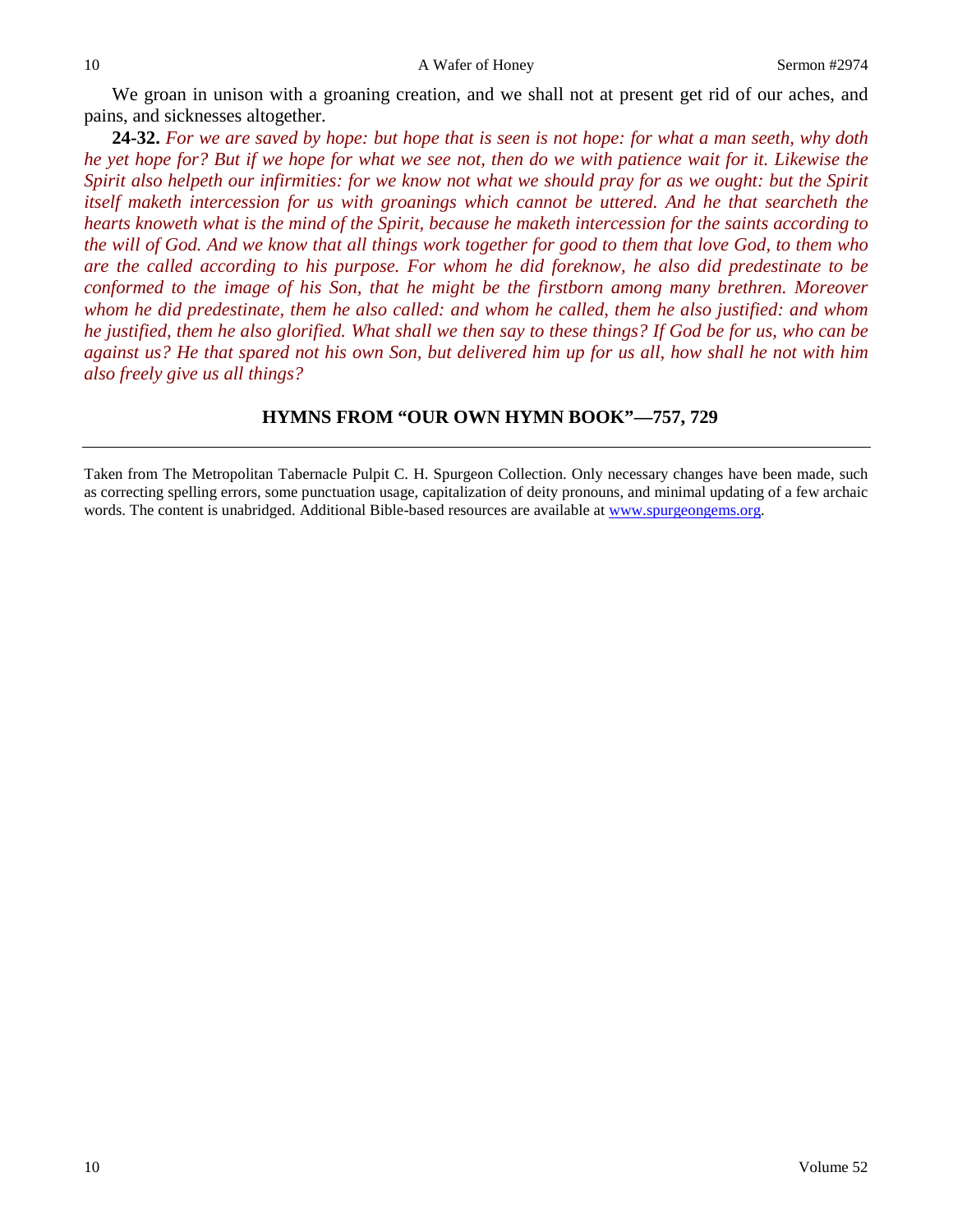We groan in unison with a groaning creation, and we shall not at present get rid of our aches, and pains, and sicknesses altogether.

**24-32.** *For we are saved by hope: but hope that is seen is not hope: for what a man seeth, why doth he yet hope for? But if we hope for what we see not, then do we with patience wait for it. Likewise the Spirit also helpeth our infirmities: for we know not what we should pray for as we ought: but the Spirit itself maketh intercession for us with groanings which cannot be uttered. And he that searcheth the hearts knoweth what is the mind of the Spirit, because he maketh intercession for the saints according to the will of God. And we know that all things work together for good to them that love God, to them who are the called according to his purpose. For whom he did foreknow, he also did predestinate to be conformed to the image of his Son, that he might be the firstborn among many brethren. Moreover whom he did predestinate, them he also called: and whom he called, them he also justified: and whom he justified, them he also glorified. What shall we then say to these things? If God be for us, who can be against us? He that spared not his own Son, but delivered him up for us all, how shall he not with him also freely give us all things?*

### HYMNS FROM "OUR OWN HYMN BOOK"—757, 729

---

Taken from The Metropolitan Tabernacle Pulpit C. H. Spurgeon Collection. Only necessary changes have been made, such as correcting spelling errors, some punctuation usage, capitalization of deity pronouns, and minimal updating of a few archaic words. The content is unabridged. Additional Bible-based resources are available at www.spurgeongems.org.